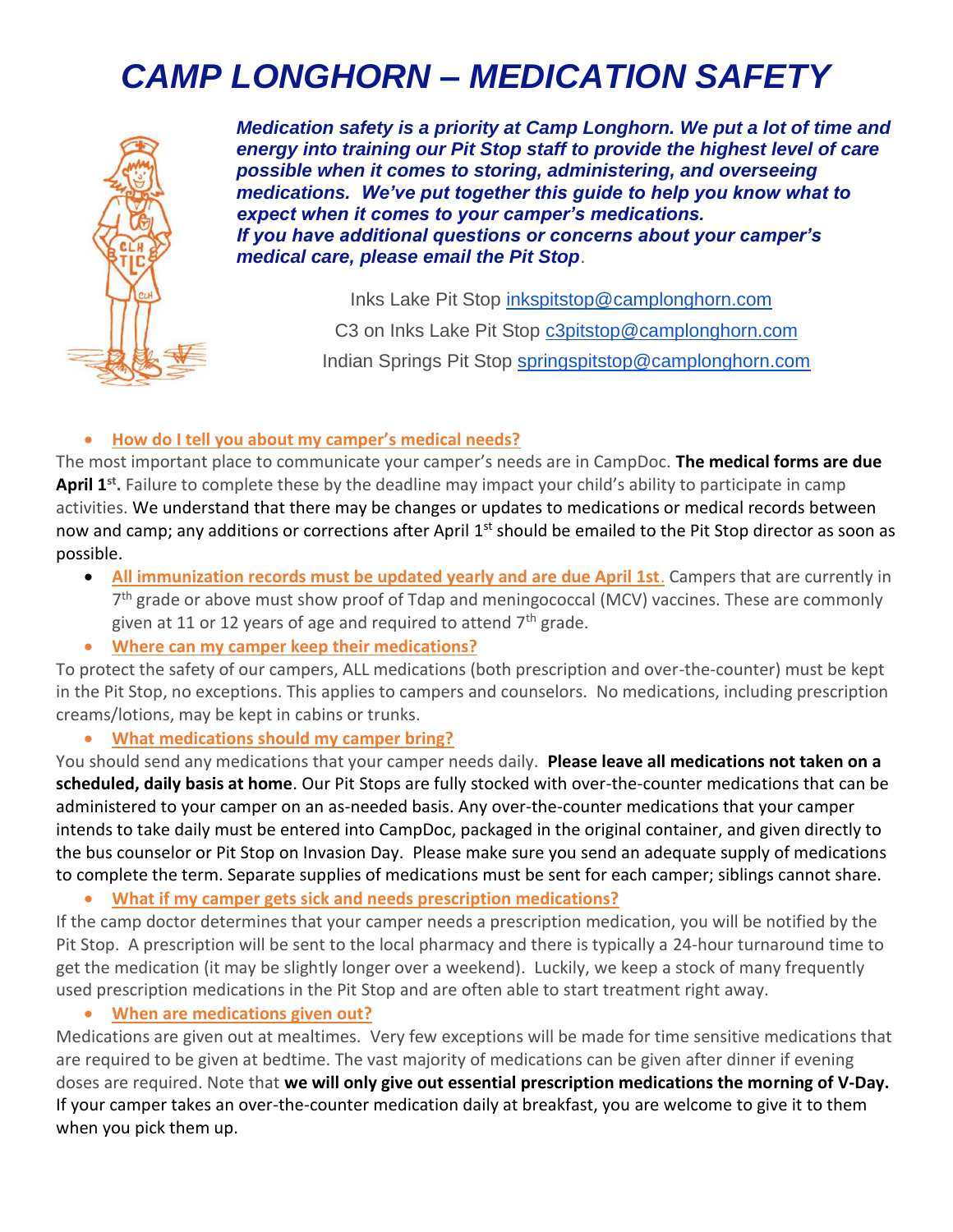# *CAMP LONGHORN – MEDICATION SAFETY*

***Medication safety is a priority at Camp Longhorn. We put a lot of time and energy into training our Pit Stop staff to provide the highest level of care possible when it comes to storing, administering, and overseeing medications. We've put together this guide to help you know what to expect when it comes to your camper's medications.***

***If you have additional questions or concerns about your camper's medical care, please email the Pit Stop.***

Inks Lake Pit Stop inkspitstop@camplonghorn.com

C3 on Inks Lake Pit Stop c3pitstop@camplonghorn.com

Indian Springs Pit Stop springspitstop@camplonghorn.com

- **How do I tell you about my camper's medical needs?**

The most important place to communicate your camper's needs are in CampDoc. **The medical forms are due April 1st.** Failure to complete these by the deadline may impact your child's ability to participate in camp activities. We understand that there may be changes or updates to medications or medical records between now and camp; any additions or corrections after April 1st should be emailed to the Pit Stop director as soon as possible.

- **All immunization records must be updated yearly and are due April 1st.** Campers that are currently in 7th grade or above must show proof of Tdap and meningococcal (MCV) vaccines. These are commonly given at 11 or 12 years of age and required to attend 7th grade.

- **Where can my camper keep their medications?**

To protect the safety of our campers, ALL medications (both prescription and over-the-counter) must be kept in the Pit Stop, no exceptions. This applies to campers and counselors. No medications, including prescription creams/lotions, may be kept in cabins or trunks.

- **What medications should my camper bring?**

You should send any medications that your camper needs daily. **Please leave all medications not taken on a scheduled, daily basis at home**. Our Pit Stops are fully stocked with over-the-counter medications that can be administered to your camper on an as-needed basis. Any over-the-counter medications that your camper intends to take daily must be entered into CampDoc, packaged in the original container, and given directly to the bus counselor or Pit Stop on Invasion Day. Please make sure you send an adequate supply of medications to complete the term. Separate supplies of medications must be sent for each camper; siblings cannot share.

- **What if my camper gets sick and needs prescription medications?**

If the camp doctor determines that your camper needs a prescription medication, you will be notified by the Pit Stop. A prescription will be sent to the local pharmacy and there is typically a 24-hour turnaround time to get the medication (it may be slightly longer over a weekend). Luckily, we keep a stock of many frequently used prescription medications in the Pit Stop and are often able to start treatment right away.

- **When are medications given out?**

Medications are given out at mealtimes. Very few exceptions will be made for time sensitive medications that are required to be given at bedtime. The vast majority of medications can be given after dinner if evening doses are required. Note that **we will only give out essential prescription medications the morning of V-Day.** If your camper takes an over-the-counter medication daily at breakfast, you are welcome to give it to them when you pick them up.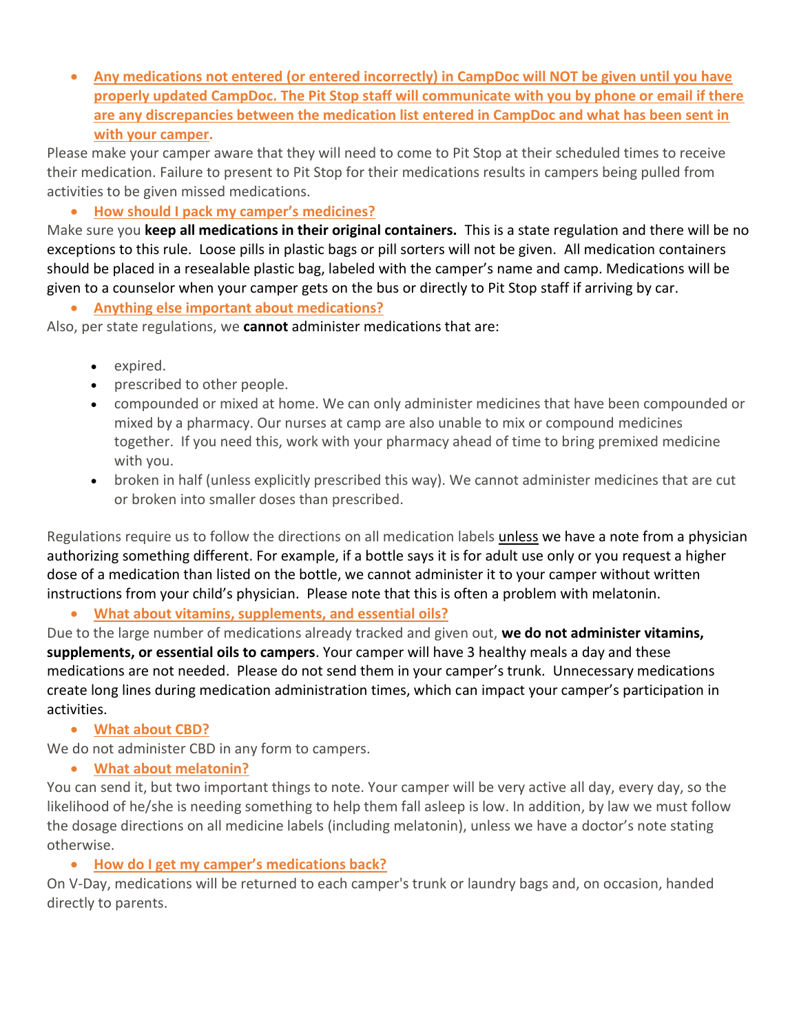- **Any medications not entered (or entered incorrectly) in CampDoc will NOT be given until you have properly updated CampDoc. The Pit Stop staff will communicate with you by phone or email if there are any discrepancies between the medication list entered in CampDoc and what has been sent in with your camper.**

Please make your camper aware that they will need to come to Pit Stop at their scheduled times to receive their medication. Failure to present to Pit Stop for their medications results in campers being pulled from activities to be given missed medications.

- **How should I pack my camper's medicines?**

Make sure you **keep all medications in their original containers.** This is a state regulation and there will be no exceptions to this rule. Loose pills in plastic bags or pill sorters will not be given. All medication containers should be placed in a resealable plastic bag, labeled with the camper's name and camp. Medications will be given to a counselor when your camper gets on the bus or directly to Pit Stop staff if arriving by car.

- **Anything else important about medications?**

Also, per state regulations, we **cannot** administer medications that are:

- expired.
- prescribed to other people.
- compounded or mixed at home. We can only administer medicines that have been compounded or mixed by a pharmacy. Our nurses at camp are also unable to mix or compound medicines together. If you need this, work with your pharmacy ahead of time to bring premixed medicine with you.
- broken in half (unless explicitly prescribed this way). We cannot administer medicines that are cut or broken into smaller doses than prescribed.

Regulations require us to follow the directions on all medication labels unless we have a note from a physician authorizing something different. For example, if a bottle says it is for adult use only or you request a higher dose of a medication than listed on the bottle, we cannot administer it to your camper without written instructions from your child's physician. Please note that this is often a problem with melatonin.

- **What about vitamins, supplements, and essential oils?**

Due to the large number of medications already tracked and given out, **we do not administer vitamins, supplements, or essential oils to campers**. Your camper will have 3 healthy meals a day and these medications are not needed. Please do not send them in your camper's trunk. Unnecessary medications create long lines during medication administration times, which can impact your camper's participation in activities.

- **What about CBD?**

We do not administer CBD in any form to campers.

- **What about melatonin?**

You can send it, but two important things to note. Your camper will be very active all day, every day, so the likelihood of he/she is needing something to help them fall asleep is low. In addition, by law we must follow the dosage directions on all medicine labels (including melatonin), unless we have a doctor's note stating otherwise.

- **How do I get my camper's medications back?**

On V-Day, medications will be returned to each camper's trunk or laundry bags and, on occasion, handed directly to parents.